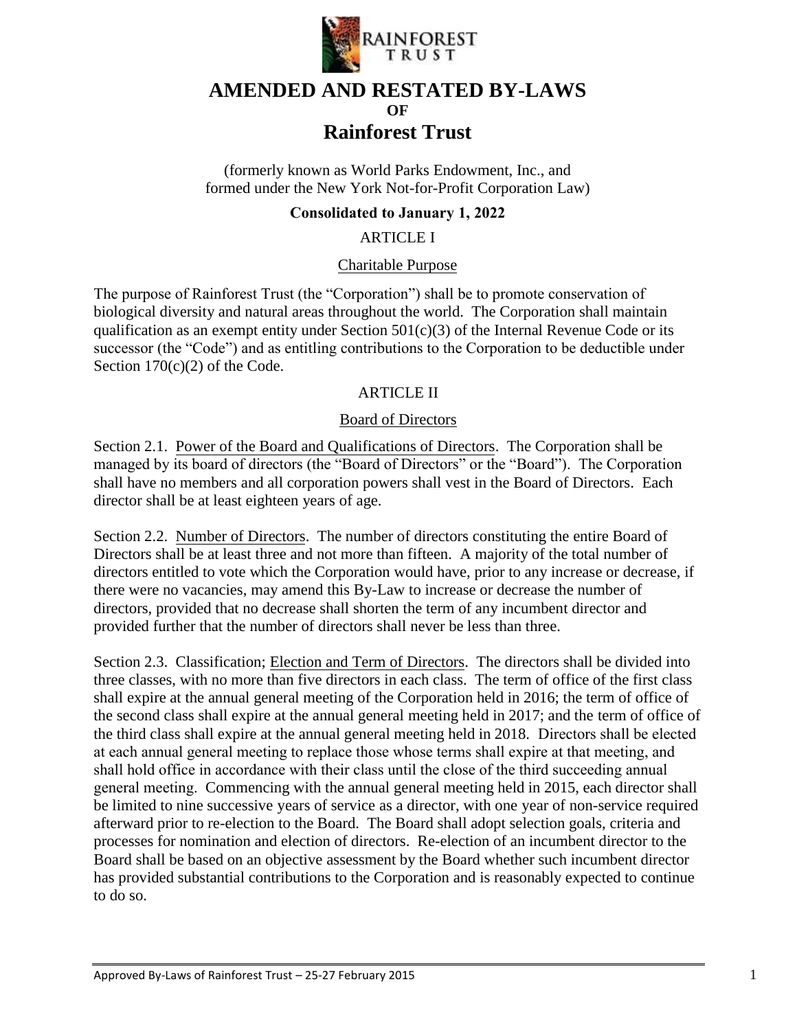# AMENDED AND RESTATED BY-LAWS
**OF**
# Rainforest Trust

(formerly known as World Parks Endowment, Inc., and formed under the New York Not-for-Profit Corporation Law)

**Consolidated to January 1, 2022**

## ARTICLE I

### Charitable Purpose

The purpose of Rainforest Trust (the "Corporation") shall be to promote conservation of biological diversity and natural areas throughout the world. The Corporation shall maintain qualification as an exempt entity under Section 501(c)(3) of the Internal Revenue Code or its successor (the "Code") and as entitling contributions to the Corporation to be deductible under Section 170(c)(2) of the Code.

## ARTICLE II

### Board of Directors

Section 2.1. Power of the Board and Qualifications of Directors. The Corporation shall be managed by its board of directors (the "Board of Directors" or the "Board"). The Corporation shall have no members and all corporation powers shall vest in the Board of Directors. Each director shall be at least eighteen years of age.

Section 2.2. Number of Directors. The number of directors constituting the entire Board of Directors shall be at least three and not more than fifteen. A majority of the total number of directors entitled to vote which the Corporation would have, prior to any increase or decrease, if there were no vacancies, may amend this By-Law to increase or decrease the number of directors, provided that no decrease shall shorten the term of any incumbent director and provided further that the number of directors shall never be less than three.

Section 2.3. Classification; Election and Term of Directors. The directors shall be divided into three classes, with no more than five directors in each class. The term of office of the first class shall expire at the annual general meeting of the Corporation held in 2016; the term of office of the second class shall expire at the annual general meeting held in 2017; and the term of office of the third class shall expire at the annual general meeting held in 2018. Directors shall be elected at each annual general meeting to replace those whose terms shall expire at that meeting, and shall hold office in accordance with their class until the close of the third succeeding annual general meeting. Commencing with the annual general meeting held in 2015, each director shall be limited to nine successive years of service as a director, with one year of non-service required afterward prior to re-election to the Board. The Board shall adopt selection goals, criteria and processes for nomination and election of directors. Re-election of an incumbent director to the Board shall be based on an objective assessment by the Board whether such incumbent director has provided substantial contributions to the Corporation and is reasonably expected to continue to do so.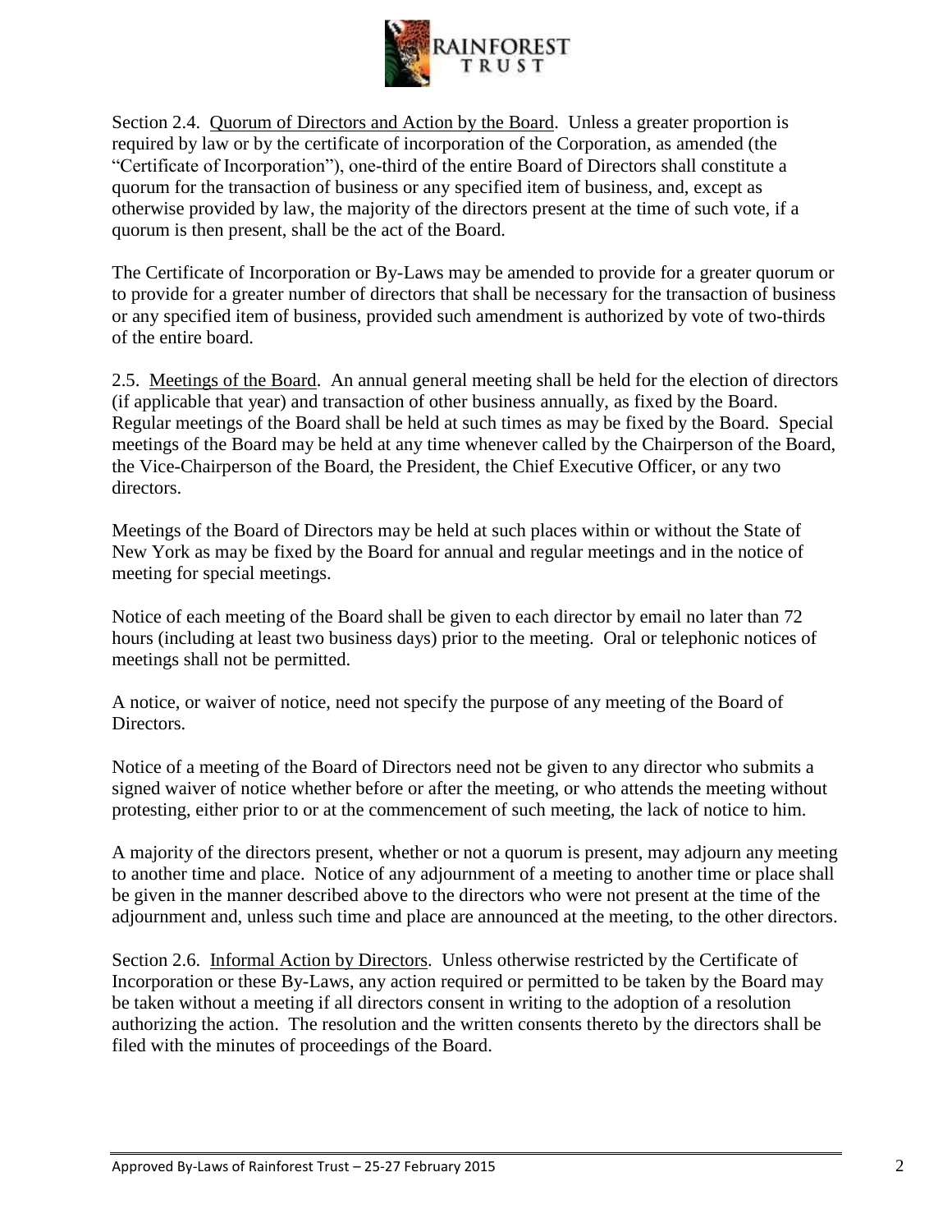Section 2.4. Quorum of Directors and Action by the Board. Unless a greater proportion is required by law or by the certificate of incorporation of the Corporation, as amended (the "Certificate of Incorporation"), one-third of the entire Board of Directors shall constitute a quorum for the transaction of business or any specified item of business, and, except as otherwise provided by law, the majority of the directors present at the time of such vote, if a quorum is then present, shall be the act of the Board.

The Certificate of Incorporation or By-Laws may be amended to provide for a greater quorum or to provide for a greater number of directors that shall be necessary for the transaction of business or any specified item of business, provided such amendment is authorized by vote of two-thirds of the entire board.

2.5. Meetings of the Board. An annual general meeting shall be held for the election of directors (if applicable that year) and transaction of other business annually, as fixed by the Board. Regular meetings of the Board shall be held at such times as may be fixed by the Board. Special meetings of the Board may be held at any time whenever called by the Chairperson of the Board, the Vice-Chairperson of the Board, the President, the Chief Executive Officer, or any two directors.

Meetings of the Board of Directors may be held at such places within or without the State of New York as may be fixed by the Board for annual and regular meetings and in the notice of meeting for special meetings.

Notice of each meeting of the Board shall be given to each director by email no later than 72 hours (including at least two business days) prior to the meeting. Oral or telephonic notices of meetings shall not be permitted.

A notice, or waiver of notice, need not specify the purpose of any meeting of the Board of Directors.

Notice of a meeting of the Board of Directors need not be given to any director who submits a signed waiver of notice whether before or after the meeting, or who attends the meeting without protesting, either prior to or at the commencement of such meeting, the lack of notice to him.

A majority of the directors present, whether or not a quorum is present, may adjourn any meeting to another time and place. Notice of any adjournment of a meeting to another time or place shall be given in the manner described above to the directors who were not present at the time of the adjournment and, unless such time and place are announced at the meeting, to the other directors.

Section 2.6. Informal Action by Directors. Unless otherwise restricted by the Certificate of Incorporation or these By-Laws, any action required or permitted to be taken by the Board may be taken without a meeting if all directors consent in writing to the adoption of a resolution authorizing the action. The resolution and the written consents thereto by the directors shall be filed with the minutes of proceedings of the Board.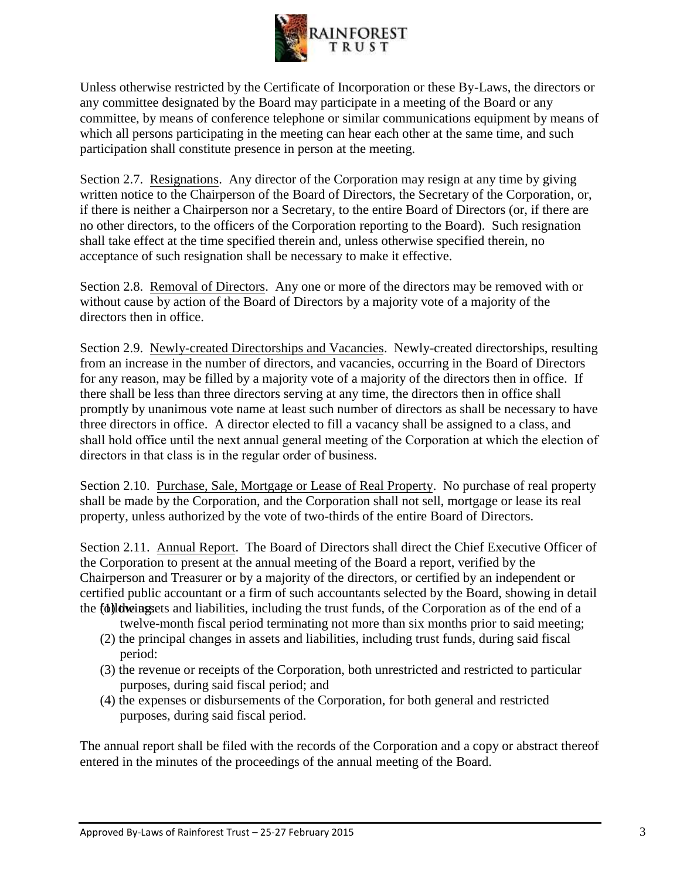Unless otherwise restricted by the Certificate of Incorporation or these By-Laws, the directors or any committee designated by the Board may participate in a meeting of the Board or any committee, by means of conference telephone or similar communications equipment by means of which all persons participating in the meeting can hear each other at the same time, and such participation shall constitute presence in person at the meeting.

Section 2.7. Resignations. Any director of the Corporation may resign at any time by giving written notice to the Chairperson of the Board of Directors, the Secretary of the Corporation, or, if there is neither a Chairperson nor a Secretary, to the entire Board of Directors (or, if there are no other directors, to the officers of the Corporation reporting to the Board). Such resignation shall take effect at the time specified therein and, unless otherwise specified therein, no acceptance of such resignation shall be necessary to make it effective.

Section 2.8. Removal of Directors. Any one or more of the directors may be removed with or without cause by action of the Board of Directors by a majority vote of a majority of the directors then in office.

Section 2.9. Newly-created Directorships and Vacancies. Newly-created directorships, resulting from an increase in the number of directors, and vacancies, occurring in the Board of Directors for any reason, may be filled by a majority vote of a majority of the directors then in office. If there shall be less than three directors serving at any time, the directors then in office shall promptly by unanimous vote name at least such number of directors as shall be necessary to have three directors in office. A director elected to fill a vacancy shall be assigned to a class, and shall hold office until the next annual general meeting of the Corporation at which the election of directors in that class is in the regular order of business.

Section 2.10. Purchase, Sale, Mortgage or Lease of Real Property. No purchase of real property shall be made by the Corporation, and the Corporation shall not sell, mortgage or lease its real property, unless authorized by the vote of two-thirds of the entire Board of Directors.

Section 2.11. Annual Report. The Board of Directors shall direct the Chief Executive Officer of the Corporation to present at the annual meeting of the Board a report, verified by the Chairperson and Treasurer or by a majority of the directors, or certified by an independent or certified public accountant or a firm of such accountants selected by the Board, showing in detail the following:

(1) the assets and liabilities, including the trust funds, of the Corporation as of the end of a twelve-month fiscal period terminating not more than six months prior to said meeting;
(2) the principal changes in assets and liabilities, including trust funds, during said fiscal period:
(3) the revenue or receipts of the Corporation, both unrestricted and restricted to particular purposes, during said fiscal period; and
(4) the expenses or disbursements of the Corporation, for both general and restricted purposes, during said fiscal period.

The annual report shall be filed with the records of the Corporation and a copy or abstract thereof entered in the minutes of the proceedings of the annual meeting of the Board.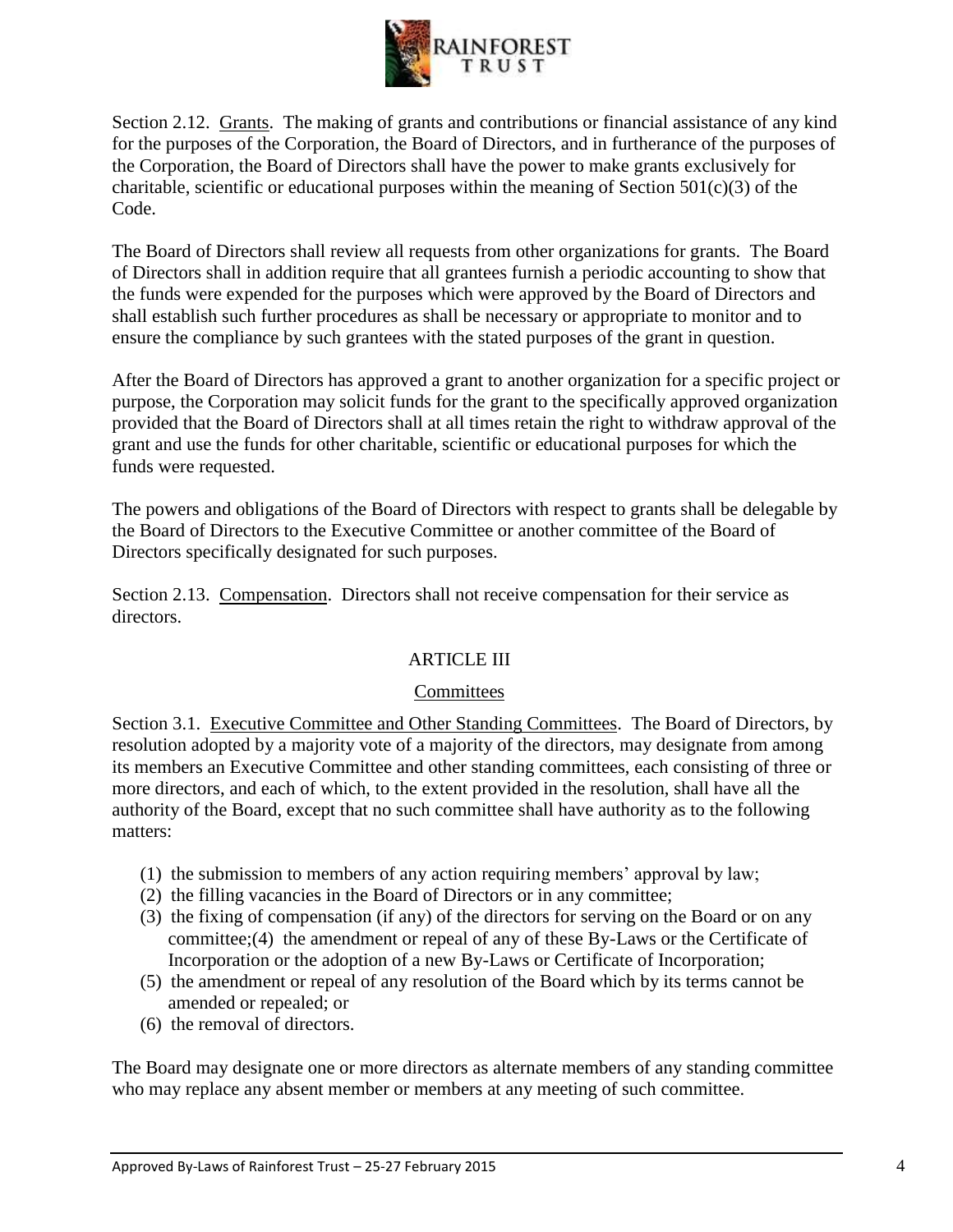Section 2.12. Grants. The making of grants and contributions or financial assistance of any kind for the purposes of the Corporation, the Board of Directors, and in furtherance of the purposes of the Corporation, the Board of Directors shall have the power to make grants exclusively for charitable, scientific or educational purposes within the meaning of Section 501(c)(3) of the Code.

The Board of Directors shall review all requests from other organizations for grants. The Board of Directors shall in addition require that all grantees furnish a periodic accounting to show that the funds were expended for the purposes which were approved by the Board of Directors and shall establish such further procedures as shall be necessary or appropriate to monitor and to ensure the compliance by such grantees with the stated purposes of the grant in question.

After the Board of Directors has approved a grant to another organization for a specific project or purpose, the Corporation may solicit funds for the grant to the specifically approved organization provided that the Board of Directors shall at all times retain the right to withdraw approval of the grant and use the funds for other charitable, scientific or educational purposes for which the funds were requested.

The powers and obligations of the Board of Directors with respect to grants shall be delegable by the Board of Directors to the Executive Committee or another committee of the Board of Directors specifically designated for such purposes.

Section 2.13. Compensation. Directors shall not receive compensation for their service as directors.

## ARTICLE III

### Committees

Section 3.1. Executive Committee and Other Standing Committees. The Board of Directors, by resolution adopted by a majority vote of a majority of the directors, may designate from among its members an Executive Committee and other standing committees, each consisting of three or more directors, and each of which, to the extent provided in the resolution, shall have all the authority of the Board, except that no such committee shall have authority as to the following matters:

(1) the submission to members of any action requiring members' approval by law;
(2) the filling vacancies in the Board of Directors or in any committee;
(3) the fixing of compensation (if any) of the directors for serving on the Board or on any committee;(4) the amendment or repeal of any of these By-Laws or the Certificate of Incorporation or the adoption of a new By-Laws or Certificate of Incorporation;
(5) the amendment or repeal of any resolution of the Board which by its terms cannot be amended or repealed; or
(6) the removal of directors.

The Board may designate one or more directors as alternate members of any standing committee who may replace any absent member or members at any meeting of such committee.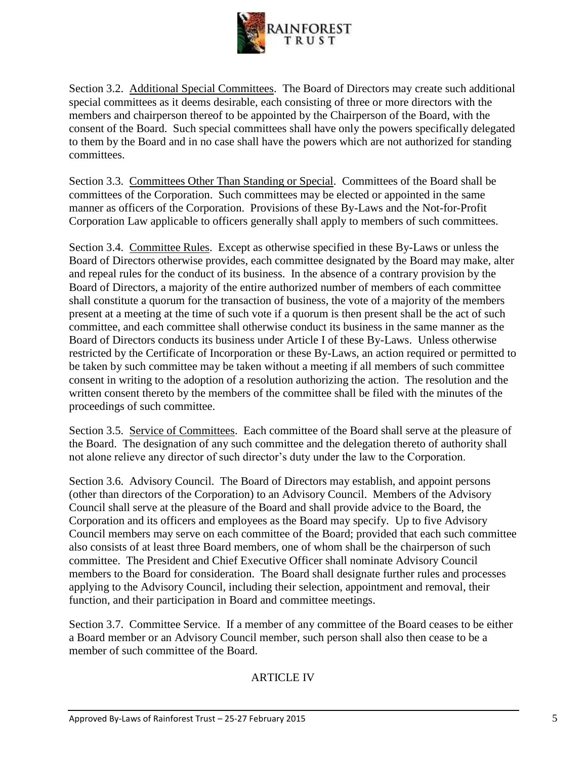Section 3.2. Additional Special Committees. The Board of Directors may create such additional special committees as it deems desirable, each consisting of three or more directors with the members and chairperson thereof to be appointed by the Chairperson of the Board, with the consent of the Board. Such special committees shall have only the powers specifically delegated to them by the Board and in no case shall have the powers which are not authorized for standing committees.

Section 3.3. Committees Other Than Standing or Special. Committees of the Board shall be committees of the Corporation. Such committees may be elected or appointed in the same manner as officers of the Corporation. Provisions of these By-Laws and the Not-for-Profit Corporation Law applicable to officers generally shall apply to members of such committees.

Section 3.4. Committee Rules. Except as otherwise specified in these By-Laws or unless the Board of Directors otherwise provides, each committee designated by the Board may make, alter and repeal rules for the conduct of its business. In the absence of a contrary provision by the Board of Directors, a majority of the entire authorized number of members of each committee shall constitute a quorum for the transaction of business, the vote of a majority of the members present at a meeting at the time of such vote if a quorum is then present shall be the act of such committee, and each committee shall otherwise conduct its business in the same manner as the Board of Directors conducts its business under Article I of these By-Laws. Unless otherwise restricted by the Certificate of Incorporation or these By-Laws, an action required or permitted to be taken by such committee may be taken without a meeting if all members of such committee consent in writing to the adoption of a resolution authorizing the action. The resolution and the written consent thereto by the members of the committee shall be filed with the minutes of the proceedings of such committee.

Section 3.5. Service of Committees. Each committee of the Board shall serve at the pleasure of the Board. The designation of any such committee and the delegation thereto of authority shall not alone relieve any director of such director's duty under the law to the Corporation.

Section 3.6. Advisory Council. The Board of Directors may establish, and appoint persons (other than directors of the Corporation) to an Advisory Council. Members of the Advisory Council shall serve at the pleasure of the Board and shall provide advice to the Board, the Corporation and its officers and employees as the Board may specify. Up to five Advisory Council members may serve on each committee of the Board; provided that each such committee also consists of at least three Board members, one of whom shall be the chairperson of such committee. The President and Chief Executive Officer shall nominate Advisory Council members to the Board for consideration. The Board shall designate further rules and processes applying to the Advisory Council, including their selection, appointment and removal, their function, and their participation in Board and committee meetings.

Section 3.7. Committee Service. If a member of any committee of the Board ceases to be either a Board member or an Advisory Council member, such person shall also then cease to be a member of such committee of the Board.

## ARTICLE IV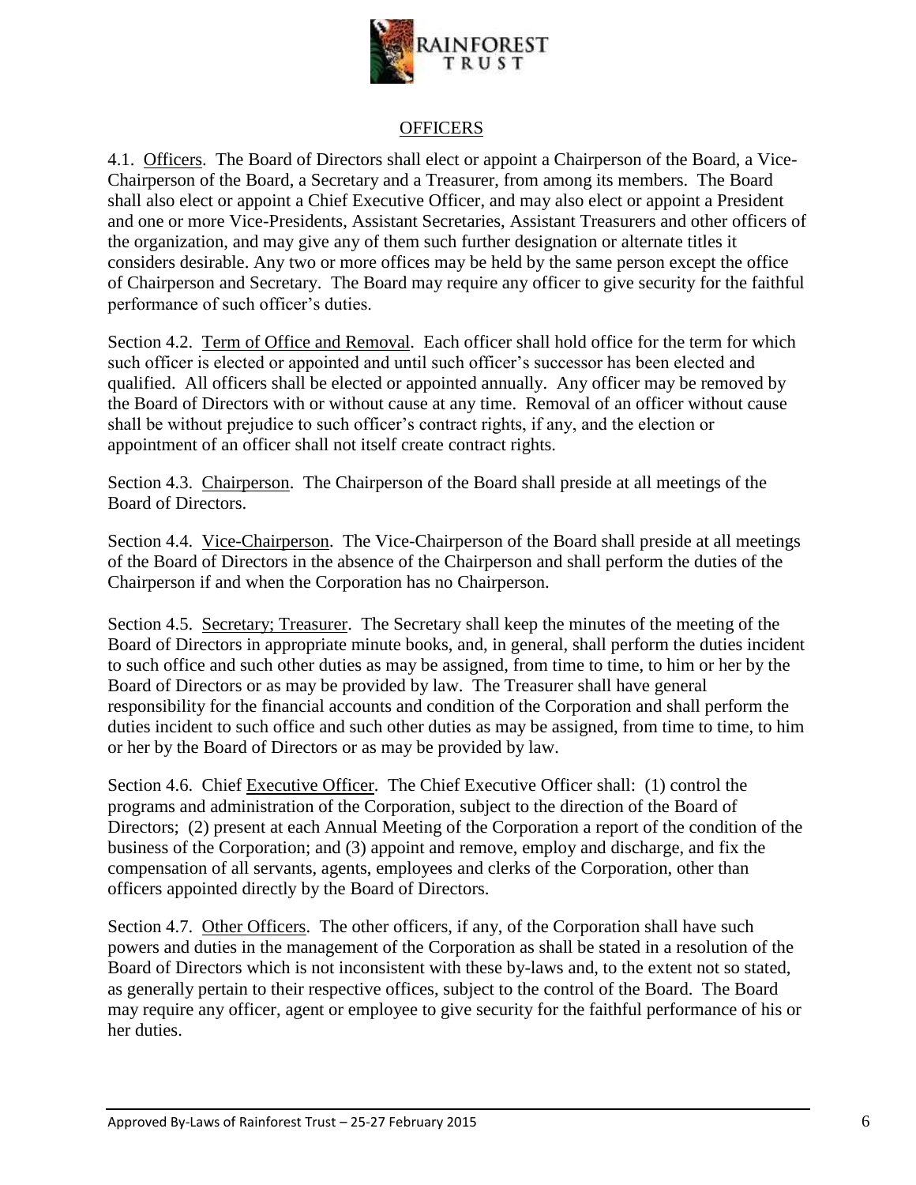## OFFICERS

4.1. Officers. The Board of Directors shall elect or appoint a Chairperson of the Board, a Vice-Chairperson of the Board, a Secretary and a Treasurer, from among its members. The Board shall also elect or appoint a Chief Executive Officer, and may also elect or appoint a President and one or more Vice-Presidents, Assistant Secretaries, Assistant Treasurers and other officers of the organization, and may give any of them such further designation or alternate titles it considers desirable. Any two or more offices may be held by the same person except the office of Chairperson and Secretary. The Board may require any officer to give security for the faithful performance of such officer's duties.

Section 4.2. Term of Office and Removal. Each officer shall hold office for the term for which such officer is elected or appointed and until such officer's successor has been elected and qualified. All officers shall be elected or appointed annually. Any officer may be removed by the Board of Directors with or without cause at any time. Removal of an officer without cause shall be without prejudice to such officer's contract rights, if any, and the election or appointment of an officer shall not itself create contract rights.

Section 4.3. Chairperson. The Chairperson of the Board shall preside at all meetings of the Board of Directors.

Section 4.4. Vice-Chairperson. The Vice-Chairperson of the Board shall preside at all meetings of the Board of Directors in the absence of the Chairperson and shall perform the duties of the Chairperson if and when the Corporation has no Chairperson.

Section 4.5. Secretary; Treasurer. The Secretary shall keep the minutes of the meeting of the Board of Directors in appropriate minute books, and, in general, shall perform the duties incident to such office and such other duties as may be assigned, from time to time, to him or her by the Board of Directors or as may be provided by law. The Treasurer shall have general responsibility for the financial accounts and condition of the Corporation and shall perform the duties incident to such office and such other duties as may be assigned, from time to time, to him or her by the Board of Directors or as may be provided by law.

Section 4.6. Chief Executive Officer. The Chief Executive Officer shall: (1) control the programs and administration of the Corporation, subject to the direction of the Board of Directors; (2) present at each Annual Meeting of the Corporation a report of the condition of the business of the Corporation; and (3) appoint and remove, employ and discharge, and fix the compensation of all servants, agents, employees and clerks of the Corporation, other than officers appointed directly by the Board of Directors.

Section 4.7. Other Officers. The other officers, if any, of the Corporation shall have such powers and duties in the management of the Corporation as shall be stated in a resolution of the Board of Directors which is not inconsistent with these by-laws and, to the extent not so stated, as generally pertain to their respective offices, subject to the control of the Board. The Board may require any officer, agent or employee to give security for the faithful performance of his or her duties.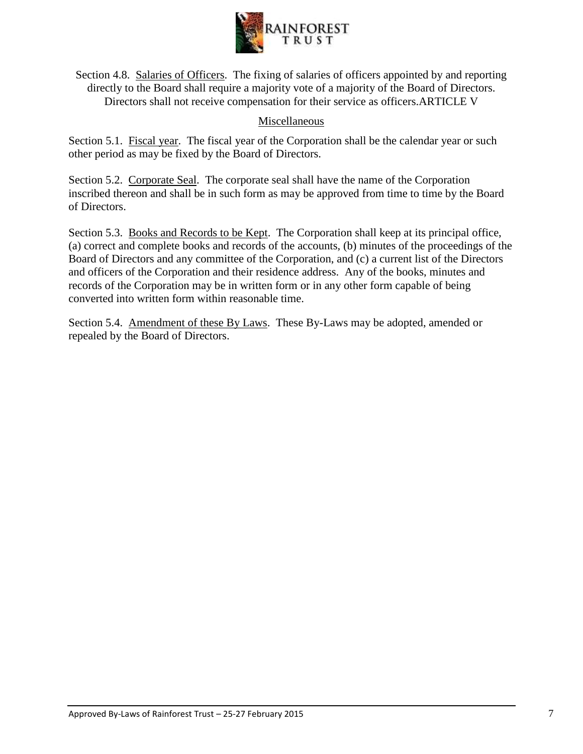Section 4.8. Salaries of Officers. The fixing of salaries of officers appointed by and reporting directly to the Board shall require a majority vote of a majority of the Board of Directors. Directors shall not receive compensation for their service as officers.

## ARTICLE V

### Miscellaneous

Section 5.1. Fiscal year. The fiscal year of the Corporation shall be the calendar year or such other period as may be fixed by the Board of Directors.

Section 5.2. Corporate Seal. The corporate seal shall have the name of the Corporation inscribed thereon and shall be in such form as may be approved from time to time by the Board of Directors.

Section 5.3. Books and Records to be Kept. The Corporation shall keep at its principal office, (a) correct and complete books and records of the accounts, (b) minutes of the proceedings of the Board of Directors and any committee of the Corporation, and (c) a current list of the Directors and officers of the Corporation and their residence address. Any of the books, minutes and records of the Corporation may be in written form or in any other form capable of being converted into written form within reasonable time.

Section 5.4. Amendment of these By Laws. These By-Laws may be adopted, amended or repealed by the Board of Directors.